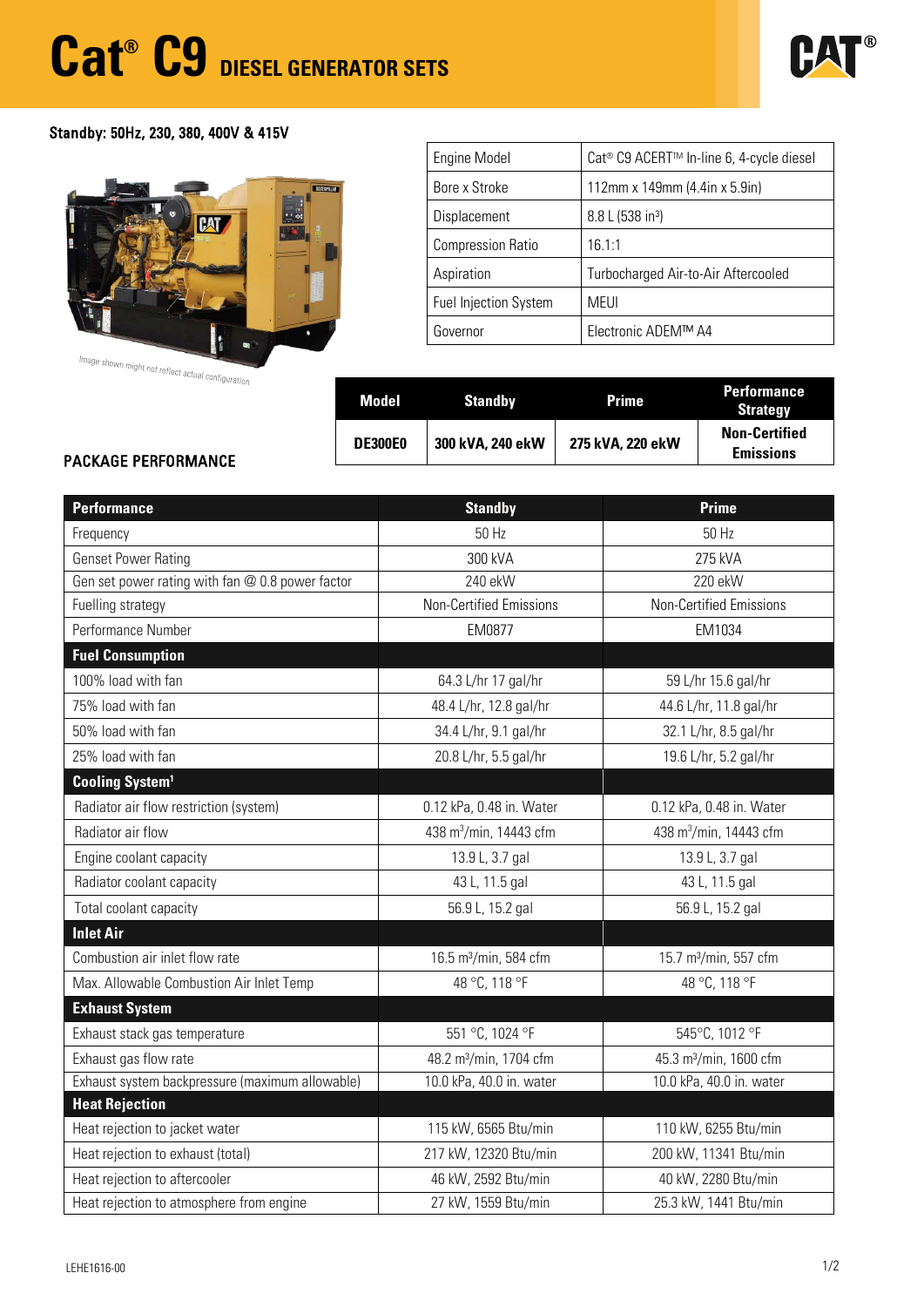# Cat® C9 DIESEL GENERATOR SETS

Standby: 50Hz, 230, 380, 400V & 415V

Image shown might not reflect actual configuration

| Engine Model | Cat® C9 ACERT™ In-line 6, 4-cycle diesel |
|---|---|
| Bore x Stroke | 112mm x 149mm (4.4in x 5.9in) |
| Displacement | 8.8 L (538 in³) |
| Compression Ratio | 16.1:1 |
| Aspiration | Turbocharged Air-to-Air Aftercooled |
| Fuel Injection System | MEUI |
| Governor | Electronic ADEM™ A4 |

| Model | Standby | Prime | Performance Strategy |
|---|---|---|---|
| DE300E0 | 300 kVA, 240 ekW | 275 kVA, 220 ekW | Non-Certified Emissions |

## PACKAGE PERFORMANCE

| Performance | Standby | Prime |
|---|---|---|
| Frequency | 50 Hz | 50 Hz |
| Genset Power Rating | 300 kVA | 275 kVA |
| Gen set power rating with fan @ 0.8 power factor | 240 ekW | 220 ekW |
| Fuelling strategy | Non-Certified Emissions | Non-Certified Emissions |
| Performance Number | EM0877 | EM1034 |
| **Fuel Consumption** | | |
| 100% load with fan | 64.3 L/hr 17 gal/hr | 59 L/hr 15.6 gal/hr |
| 75% load with fan | 48.4 L/hr, 12.8 gal/hr | 44.6 L/hr, 11.8 gal/hr |
| 50% load with fan | 34.4 L/hr, 9.1 gal/hr | 32.1 L/hr, 8.5 gal/hr |
| 25% load with fan | 20.8 L/hr, 5.5 gal/hr | 19.6 L/hr, 5.2 gal/hr |
| **Cooling System[1]** | | |
| Radiator air flow restriction (system) | 0.12 kPa, 0.48 in. Water | 0.12 kPa, 0.48 in. Water |
| Radiator air flow | 438 m³/min, 14443 cfm | 438 m³/min, 14443 cfm |
| Engine coolant capacity | 13.9 L, 3.7 gal | 13.9 L, 3.7 gal |
| Radiator coolant capacity | 43 L, 11.5 gal | 43 L, 11.5 gal |
| Total coolant capacity | 56.9 L, 15.2 gal | 56.9 L, 15.2 gal |
| **Inlet Air** | | |
| Combustion air inlet flow rate | 16.5 m³/min, 584 cfm | 15.7 m³/min, 557 cfm |
| Max. Allowable Combustion Air Inlet Temp | 48 °C, 118 °F | 48 °C, 118 °F |
| **Exhaust System** | | |
| Exhaust stack gas temperature | 551 °C, 1024 °F | 545°C, 1012 °F |
| Exhaust gas flow rate | 48.2 m³/min, 1704 cfm | 45.3 m³/min, 1600 cfm |
| Exhaust system backpressure (maximum allowable) | 10.0 kPa, 40.0 in. water | 10.0 kPa, 40.0 in. water |
| **Heat Rejection** | | |
| Heat rejection to jacket water | 115 kW, 6565 Btu/min | 110 kW, 6255 Btu/min |
| Heat rejection to exhaust (total) | 217 kW, 12320 Btu/min | 200 kW, 11341 Btu/min |
| Heat rejection to aftercooler | 46 kW, 2592 Btu/min | 40 kW, 2280 Btu/min |
| Heat rejection to atmosphere from engine | 27 kW, 1559 Btu/min | 25.3 kW, 1441 Btu/min |

LEHE1616-00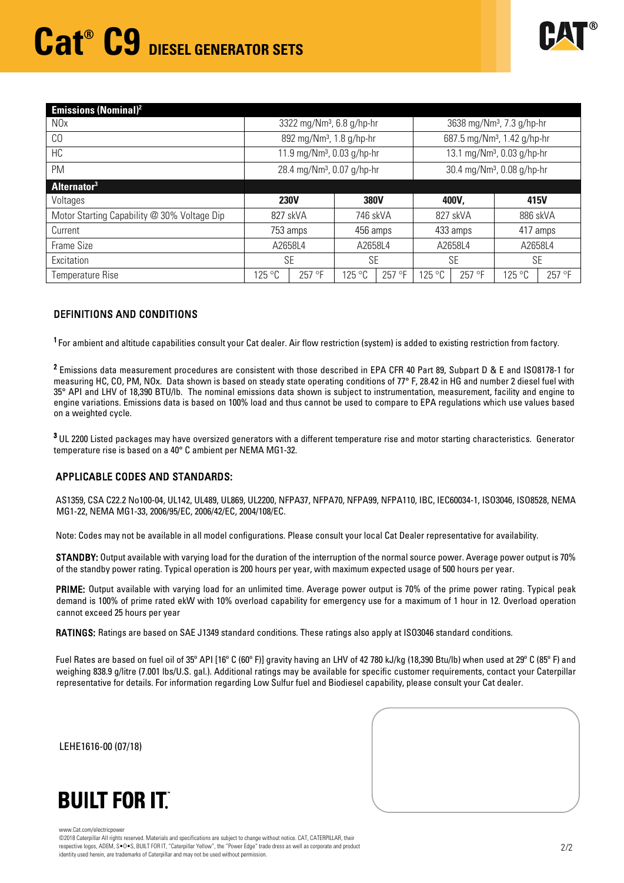# Cat® C9 DIESEL GENERATOR SETS

| Emissions (Nominal)[2] | | | | | | | | |
|---|---|---|---|---|---|---|---|---|
| NOx | 3322 mg/Nm³, 6.8 g/hp-hr | | | | 3638 mg/Nm³, 7.3 g/hp-hr | | | |
| CO | 892 mg/Nm³, 1.8 g/hp-hr | | | | 687.5 mg/Nm³, 1.42 g/hp-hr | | | |
| HC | 11.9 mg/Nm³, 0.03 g/hp-hr | | | | 13.1 mg/Nm³, 0.03 g/hp-hr | | | |
| PM | 28.4 mg/Nm³, 0.07 g/hp-hr | | | | 30.4 mg/Nm³, 0.08 g/hp-hr | | | |
| **Alternator[3]** | | | | | | | | |
| Voltages | **230V** | | **380V** | | **400V,** | | **415V** | |
| Motor Starting Capability @ 30% Voltage Dip | 827 skVA | | 746 skVA | | 827 skVA | | 886 skVA | |
| Current | 753 amps | | 456 amps | | 433 amps | | 417 amps | |
| Frame Size | A2658L4 | | A2658L4 | | A2658L4 | | A2658L4 | |
| Excitation | SE | | SE | | SE | | SE | |
| Temperature Rise | 125 °C | 257 °F | 125 °C | 257 °F | 125 °C | 257 °F | 125 °C | 257 °F |

## DEFINITIONS AND CONDITIONS

[1] For ambient and altitude capabilities consult your Cat dealer. Air flow restriction (system) is added to existing restriction from factory.

[2] Emissions data measurement procedures are consistent with those described in EPA CFR 40 Part 89, Subpart D & E and ISO8178-1 for measuring HC, CO, PM, NOx. Data shown is based on steady state operating conditions of 77° F, 28.42 in HG and number 2 diesel fuel with 35° API and LHV of 18,390 BTU/lb. The nominal emissions data shown is subject to instrumentation, measurement, facility and engine to engine variations. Emissions data is based on 100% load and thus cannot be used to compare to EPA regulations which use values based on a weighted cycle.

[3] UL 2200 Listed packages may have oversized generators with a different temperature rise and motor starting characteristics. Generator temperature rise is based on a 40° C ambient per NEMA MG1-32.

## APPLICABLE CODES AND STANDARDS:

AS1359, CSA C22.2 No100-04, UL142, UL489, UL869, UL2200, NFPA37, NFPA70, NFPA99, NFPA110, IBC, IEC60034-1, ISO3046, ISO8528, NEMA MG1-22, NEMA MG1-33, 2006/95/EC, 2006/42/EC, 2004/108/EC.

Note: Codes may not be available in all model configurations. Please consult your local Cat Dealer representative for availability.

**STANDBY:** Output available with varying load for the duration of the interruption of the normal source power. Average power output is 70% of the standby power rating. Typical operation is 200 hours per year, with maximum expected usage of 500 hours per year.

**PRIME:** Output available with varying load for an unlimited time. Average power output is 70% of the prime power rating. Typical peak demand is 100% of prime rated ekW with 10% overload capability for emergency use for a maximum of 1 hour in 12. Overload operation cannot exceed 25 hours per year

**RATINGS:** Ratings are based on SAE J1349 standard conditions. These ratings also apply at ISO3046 standard conditions.

Fuel Rates are based on fuel oil of 35º API [16º C (60º F)] gravity having an LHV of 42 780 kJ/kg (18,390 Btu/lb) when used at 29º C (85º F) and weighing 838.9 g/litre (7.001 lbs/U.S. gal.). Additional ratings may be available for specific customer requirements, contact your Caterpillar representative for details. For information regarding Low Sulfur fuel and Biodiesel capability, please consult your Cat dealer.

LEHE1616-00 (07/18)

**BUILT FOR IT.**

www.Cat.com/electricpower

©2018 Caterpillar All rights reserved. Materials and specifications are subject to change without notice. CAT, CATERPILLAR, their respective logos, ADEM, S•O•S, BUILT FOR IT, "Caterpillar Yellow", the "Power Edge" trade dress as well as corporate and product identity used herein, are trademarks of Caterpillar and may not be used without permission.